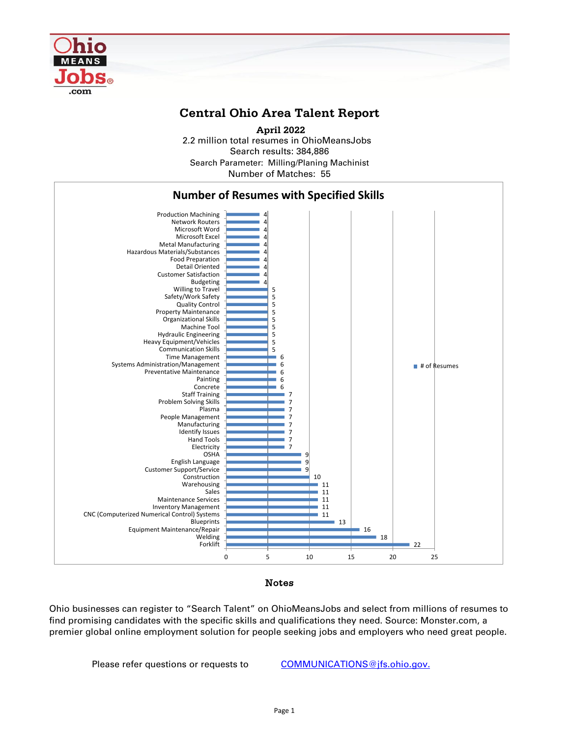# Central Ohio Area Talent Report

**April 2022**

2.2 million total resumes in OhioMeansJobs

Search results: 384,886

Search Parameter: Milling/Planing Machinist

Number of Matches: 55

## Number of Resumes with Specified Skills

| Skill | # of Resumes |
|---|---|
| Production Machining | 4 |
| Network Routers | 4 |
| Microsoft Word | 4 |
| Microsoft Excel | 4 |
| Metal Manufacturing | 4 |
| Hazardous Materials/Substances | 4 |
| Food Preparation | 4 |
| Detail Oriented | 4 |
| Customer Satisfaction | 4 |
| Budgeting | 4 |
| Willing to Travel | 5 |
| Safety/Work Safety | 5 |
| Quality Control | 5 |
| Property Maintenance | 5 |
| Organizational Skills | 5 |
| Machine Tool | 5 |
| Hydraulic Engineering | 5 |
| Heavy Equipment/Vehicles | 5 |
| Communication Skills | 5 |
| Time Management | 6 |
| Systems Administration/Management | 6 |
| Preventative Maintenance | 6 |
| Painting | 6 |
| Concrete | 6 |
| Staff Training | 7 |
| Problem Solving Skills | 7 |
| Plasma | 7 |
| People Management | 7 |
| Manufacturing | 7 |
| Identify Issues | 7 |
| Hand Tools | 7 |
| Electricity | 7 |
| OSHA | 9 |
| English Language | 9 |
| Customer Support/Service | 9 |
| Construction | 10 |
| Warehousing | 11 |
| Sales | 11 |
| Maintenance Services | 11 |
| Inventory Management | 11 |
| CNC (Computerized Numerical Control) Systems | 11 |
| Blueprints | 13 |
| Equipment Maintenance/Repair | 16 |
| Welding | 18 |
| Forklift | 22 |

### Notes

Ohio businesses can register to "Search Talent" on OhioMeansJobs and select from millions of resumes to find promising candidates with the specific skills and qualifications they need. Source: Monster.com, a premier global online employment solution for people seeking jobs and employers who need great people.

Please refer questions or requests to COMMUNICATIONS@jfs.ohio.gov.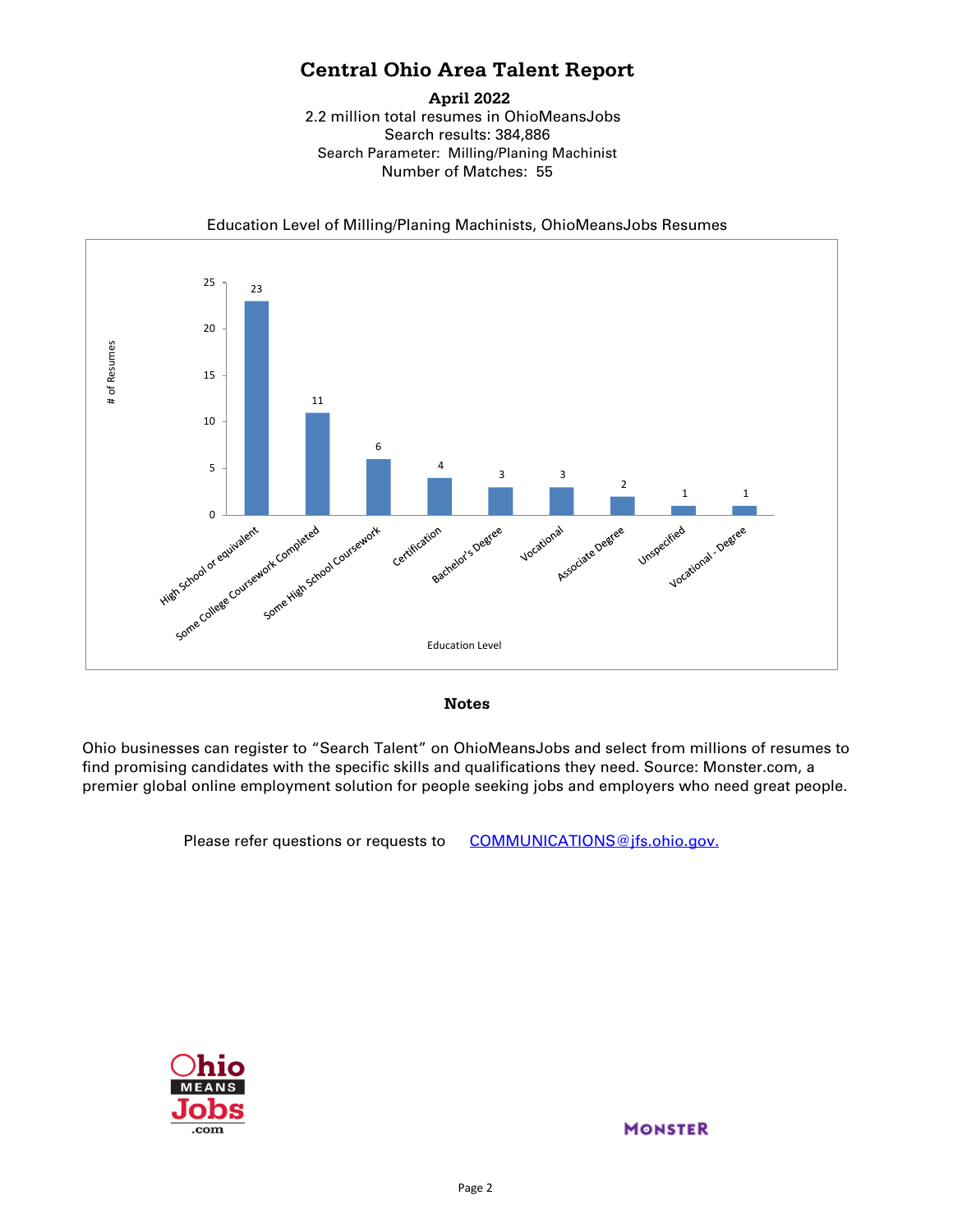# Central Ohio Area Talent Report

**April 2022**

2.2 million total resumes in OhioMeansJobs

Search results: 384,886

Search Parameter: Milling/Planing Machinist

Number of Matches: 55

Education Level of Milling/Planing Machinists, OhioMeansJobs Resumes

# of Resumes

25
20
15
10
5
0

23
11
6
4
3
3
2
1
1

High School or equivalent
Some College Coursework Completed
Some High School Coursework
Certification
Bachelor's Degree
Vocational
Associate Degree
Unspecified
Vocational - Degree

Education Level

**Notes**

Ohio businesses can register to "Search Talent" on OhioMeansJobs and select from millions of resumes to find promising candidates with the specific skills and qualifications they need. Source: Monster.com, a premier global online employment solution for people seeking jobs and employers who need great people.

Please refer questions or requests to [COMMUNICATIONS@jfs.ohio.gov.](mailto:COMMUNICATIONS@jfs.ohio.gov)